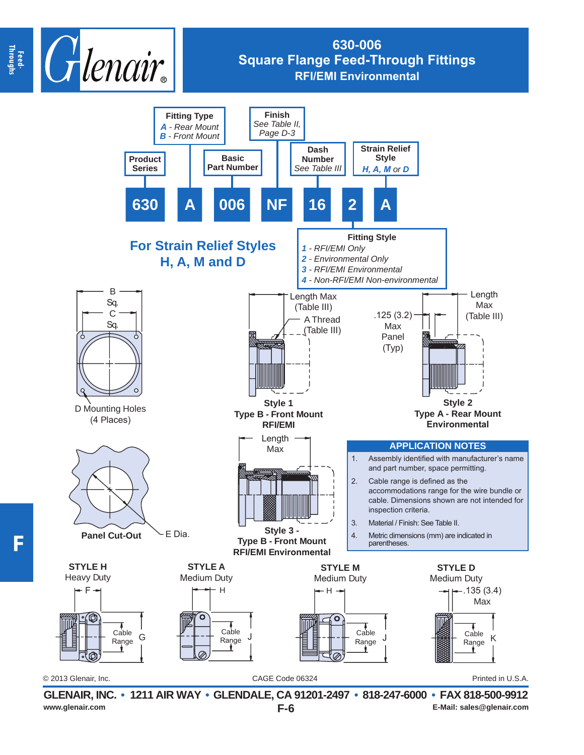# 630-006
## Square Flange Feed-Through Fittings
### RFI/EMI Environmental

**Product Series** — 630

**Fitting Type**
*A* - Rear Mount
*B* - Front Mount

**Basic Part Number** — 006

**Finish**
See Table II, Page D-3

**Dash Number**
See Table III

**Strain Relief Style**
*H, A, M* or *D*

**630 A 006 NF 16 2 A**

**Fitting Style**
*1* - RFI/EMI Only
*2* - Environmental Only
*3* - RFI/EMI Environmental
*4* - Non-RFI/EMI Non-environmental

## For Strain Relief Styles H, A, M and D

B Sq.
C Sq.
D Mounting Holes (4 Places)

Length Max (Table III)
A Thread (Table III)

**Style 1**
**Type B - Front Mount**
**RFI/EMI**

.125 (3.2) Max Panel (Typ)
Length Max (Table III)

**Style 2**
**Type A - Rear Mount**
**Environmental**

**Panel Cut-Out**
E Dia.

Length Max

**Style 3 -**
**Type B - Front Mount**
**RFI/EMI Environmental**

### APPLICATION NOTES

1. Assembly identified with manufacturer's name and part number, space permitting.
2. Cable range is defined as the accommodations range for the wire bundle or cable. Dimensions shown are not intended for inspection criteria.
3. Material / Finish: See Table II.
4. Metric dimensions (mm) are indicated in parentheses.

**STYLE H**
Heavy Duty
F — Cable Range — G

**STYLE A**
Medium Duty
H — Cable Range — J

**STYLE M**
Medium Duty
H — Cable Range — J

**STYLE D**
Medium Duty
.135 (3.4) Max — Cable Range — K

© 2013 Glenair, Inc. CAGE Code 06324 Printed in U.S.A.

**GLENAIR, INC. • 1211 AIR WAY • GLENDALE, CA 91201-2497 • 818-247-6000 • FAX 818-500-9912**
www.glenair.com F-6 E-Mail: sales@glenair.com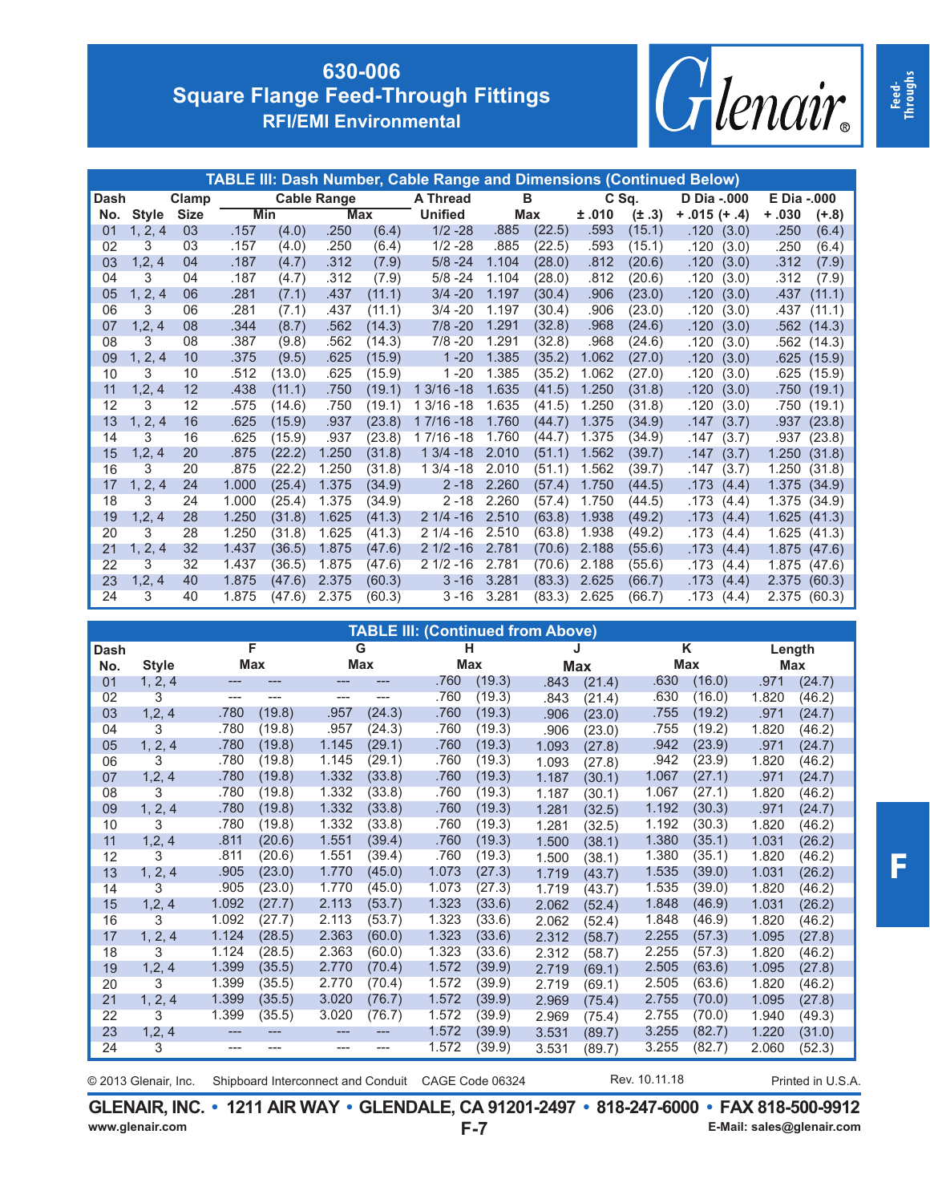# 630-006

## Square Flange Feed-Through Fittings

### RFI/EMI Environmental

Glenair®

Feed-Throughs

| TABLE III: Dash Number, Cable Range and Dimensions (Continued Below) | | | | | | | | | | | | | | | | |
|---|---|---|---|---|---|---|---|---|---|---|---|---|---|---|---|---|
| Dash No. | Style | Clamp Size | Cable Range Min | | Cable Range Max | | A Thread Unified | B Max | | C Sq. ± .010 | (± .3) | D Dia -.000 + .015 | (+ .4) | E Dia -.000 + .030 | (+.8) |
| 01 | 1, 2, 4 | 03 | .157 | (4.0) | .250 | (6.4) | 1/2 -28 | .885 | (22.5) | .593 | (15.1) | .120 | (3.0) | .250 | (6.4) |
| 02 | 3 | 03 | .157 | (4.0) | .250 | (6.4) | 1/2 -28 | .885 | (22.5) | .593 | (15.1) | .120 | (3.0) | .250 | (6.4) |
| 03 | 1,2, 4 | 04 | .187 | (4.7) | .312 | (7.9) | 5/8 -24 | 1.104 | (28.0) | .812 | (20.6) | .120 | (3.0) | .312 | (7.9) |
| 04 | 3 | 04 | .187 | (4.7) | .312 | (7.9) | 5/8 -24 | 1.104 | (28.0) | .812 | (20.6) | .120 | (3.0) | .312 | (7.9) |
| 05 | 1, 2, 4 | 06 | .281 | (7.1) | .437 | (11.1) | 3/4 -20 | 1.197 | (30.4) | .906 | (23.0) | .120 | (3.0) | .437 | (11.1) |
| 06 | 3 | 06 | .281 | (7.1) | .437 | (11.1) | 3/4 -20 | 1.197 | (30.4) | .906 | (23.0) | .120 | (3.0) | .437 | (11.1) |
| 07 | 1,2, 4 | 08 | .344 | (8.7) | .562 | (14.3) | 7/8 -20 | 1.291 | (32.8) | .968 | (24.6) | .120 | (3.0) | .562 | (14.3) |
| 08 | 3 | 08 | .387 | (9.8) | .562 | (14.3) | 7/8 -20 | 1.291 | (32.8) | .968 | (24.6) | .120 | (3.0) | .562 | (14.3) |
| 09 | 1, 2, 4 | 10 | .375 | (9.5) | .625 | (15.9) | 1 -20 | 1.385 | (35.2) | 1.062 | (27.0) | .120 | (3.0) | .625 | (15.9) |
| 10 | 3 | 10 | .512 | (13.0) | .625 | (15.9) | 1 -20 | 1.385 | (35.2) | 1.062 | (27.0) | .120 | (3.0) | .625 | (15.9) |
| 11 | 1,2, 4 | 12 | .438 | (11.1) | .750 | (19.1) | 1 3/16 -18 | 1.635 | (41.5) | 1.250 | (31.8) | .120 | (3.0) | .750 | (19.1) |
| 12 | 3 | 12 | .575 | (14.6) | .750 | (19.1) | 1 3/16 -18 | 1.635 | (41.5) | 1.250 | (31.8) | .120 | (3.0) | .750 | (19.1) |
| 13 | 1, 2, 4 | 16 | .625 | (15.9) | .937 | (23.8) | 1 7/16 -18 | 1.760 | (44.7) | 1.375 | (34.9) | .147 | (3.7) | .937 | (23.8) |
| 14 | 3 | 16 | .625 | (15.9) | .937 | (23.8) | 1 7/16 -18 | 1.760 | (44.7) | 1.375 | (34.9) | .147 | (3.7) | .937 | (23.8) |
| 15 | 1,2, 4 | 20 | .875 | (22.2) | 1.250 | (31.8) | 1 3/4 -18 | 2.010 | (51.1) | 1.562 | (39.7) | .147 | (3.7) | 1.250 | (31.8) |
| 16 | 3 | 20 | .875 | (22.2) | 1.250 | (31.8) | 1 3/4 -18 | 2.010 | (51.1) | 1.562 | (39.7) | .147 | (3.7) | 1.250 | (31.8) |
| 17 | 1, 2, 4 | 24 | 1.000 | (25.4) | 1.375 | (34.9) | 2 -18 | 2.260 | (57.4) | 1.750 | (44.5) | .173 | (4.4) | 1.375 | (34.9) |
| 18 | 3 | 24 | 1.000 | (25.4) | 1.375 | (34.9) | 2 -18 | 2.260 | (57.4) | 1.750 | (44.5) | .173 | (4.4) | 1.375 | (34.9) |
| 19 | 1,2, 4 | 28 | 1.250 | (31.8) | 1.625 | (41.3) | 2 1/4 -16 | 2.510 | (63.8) | 1.938 | (49.2) | .173 | (4.4) | 1.625 | (41.3) |
| 20 | 3 | 28 | 1.250 | (31.8) | 1.625 | (41.3) | 2 1/4 -16 | 2.510 | (63.8) | 1.938 | (49.2) | .173 | (4.4) | 1.625 | (41.3) |
| 21 | 1, 2, 4 | 32 | 1.437 | (36.5) | 1.875 | (47.6) | 2 1/2 -16 | 2.781 | (70.6) | 2.188 | (55.6) | .173 | (4.4) | 1.875 | (47.6) |
| 22 | 3 | 32 | 1.437 | (36.5) | 1.875 | (47.6) | 2 1/2 -16 | 2.781 | (70.6) | 2.188 | (55.6) | .173 | (4.4) | 1.875 | (47.6) |
| 23 | 1,2, 4 | 40 | 1.875 | (47.6) | 2.375 | (60.3) | 3 -16 | 3.281 | (83.3) | 2.625 | (66.7) | .173 | (4.4) | 2.375 | (60.3) |
| 24 | 3 | 40 | 1.875 | (47.6) | 2.375 | (60.3) | 3 -16 | 3.281 | (83.3) | 2.625 | (66.7) | .173 | (4.4) | 2.375 | (60.3) |

| TABLE III: (Continued from Above) | | | | | | | | | | | | | |
|---|---|---|---|---|---|---|---|---|---|---|---|---|---|
| Dash No. | Style | F Max | | G Max | | H Max | | J Max | | K Max | | Length Max | |
| 01 | 1, 2, 4 | --- | --- | --- | --- | .760 | (19.3) | .843 | (21.4) | .630 | (16.0) | .971 | (24.7) |
| 02 | 3 | --- | --- | --- | --- | .760 | (19.3) | .843 | (21.4) | .630 | (16.0) | 1.820 | (46.2) |
| 03 | 1,2, 4 | .780 | (19.8) | .957 | (24.3) | .760 | (19.3) | .906 | (23.0) | .755 | (19.2) | .971 | (24.7) |
| 04 | 3 | .780 | (19.8) | .957 | (24.3) | .760 | (19.3) | .906 | (23.0) | .755 | (19.2) | 1.820 | (46.2) |
| 05 | 1, 2, 4 | .780 | (19.8) | 1.145 | (29.1) | .760 | (19.3) | 1.093 | (27.8) | .942 | (23.9) | .971 | (24.7) |
| 06 | 3 | .780 | (19.8) | 1.145 | (29.1) | .760 | (19.3) | 1.093 | (27.8) | .942 | (23.9) | 1.820 | (46.2) |
| 07 | 1,2, 4 | .780 | (19.8) | 1.332 | (33.8) | .760 | (19.3) | 1.187 | (30.1) | 1.067 | (27.1) | .971 | (24.7) |
| 08 | 3 | .780 | (19.8) | 1.332 | (33.8) | .760 | (19.3) | 1.187 | (30.1) | 1.067 | (27.1) | 1.820 | (46.2) |
| 09 | 1, 2, 4 | .780 | (19.8) | 1.332 | (33.8) | .760 | (19.3) | 1.281 | (32.5) | 1.192 | (30.3) | .971 | (24.7) |
| 10 | 3 | .780 | (19.8) | 1.332 | (33.8) | .760 | (19.3) | 1.281 | (32.5) | 1.192 | (30.3) | 1.820 | (46.2) |
| 11 | 1,2, 4 | .811 | (20.6) | 1.551 | (39.4) | .760 | (19.3) | 1.500 | (38.1) | 1.380 | (35.1) | 1.031 | (26.2) |
| 12 | 3 | .811 | (20.6) | 1.551 | (39.4) | .760 | (19.3) | 1.500 | (38.1) | 1.380 | (35.1) | 1.820 | (46.2) |
| 13 | 1, 2, 4 | .905 | (23.0) | 1.770 | (45.0) | 1.073 | (27.3) | 1.719 | (43.7) | 1.535 | (39.0) | 1.031 | (26.2) |
| 14 | 3 | .905 | (23.0) | 1.770 | (45.0) | 1.073 | (27.3) | 1.719 | (43.7) | 1.535 | (39.0) | 1.820 | (46.2) |
| 15 | 1,2, 4 | 1.092 | (27.7) | 2.113 | (53.7) | 1.323 | (33.6) | 2.062 | (52.4) | 1.848 | (46.9) | 1.031 | (26.2) |
| 16 | 3 | 1.092 | (27.7) | 2.113 | (53.7) | 1.323 | (33.6) | 2.062 | (52.4) | 1.848 | (46.9) | 1.820 | (46.2) |
| 17 | 1, 2, 4 | 1.124 | (28.5) | 2.363 | (60.0) | 1.323 | (33.6) | 2.312 | (58.7) | 2.255 | (57.3) | 1.095 | (27.8) |
| 18 | 3 | 1.124 | (28.5) | 2.363 | (60.0) | 1.323 | (33.6) | 2.312 | (58.7) | 2.255 | (57.3) | 1.820 | (46.2) |
| 19 | 1,2, 4 | 1.399 | (35.5) | 2.770 | (70.4) | 1.572 | (39.9) | 2.719 | (69.1) | 2.505 | (63.6) | 1.095 | (27.8) |
| 20 | 3 | 1.399 | (35.5) | 2.770 | (70.4) | 1.572 | (39.9) | 2.719 | (69.1) | 2.505 | (63.6) | 1.820 | (46.2) |
| 21 | 1, 2, 4 | 1.399 | (35.5) | 3.020 | (76.7) | 1.572 | (39.9) | 2.969 | (75.4) | 2.755 | (70.0) | 1.095 | (27.8) |
| 22 | 3 | 1.399 | (35.5) | 3.020 | (76.7) | 1.572 | (39.9) | 2.969 | (75.4) | 2.755 | (70.0) | 1.940 | (49.3) |
| 23 | 1,2, 4 | --- | --- | --- | --- | 1.572 | (39.9) | 3.531 | (89.7) | 3.255 | (82.7) | 1.220 | (31.0) |
| 24 | 3 | --- | --- | --- | --- | 1.572 | (39.9) | 3.531 | (89.7) | 3.255 | (82.7) | 2.060 | (52.3) |

F

© 2013 Glenair, Inc.    Shipboard Interconnect and Conduit    CAGE Code 06324    Rev. 10.11.18    Printed in U.S.A.

**GLENAIR, INC. • 1211 AIR WAY • GLENDALE, CA 91201-2497 • 818-247-6000 • FAX 818-500-9912**

www.glenair.com    F-7    E-Mail: sales@glenair.com